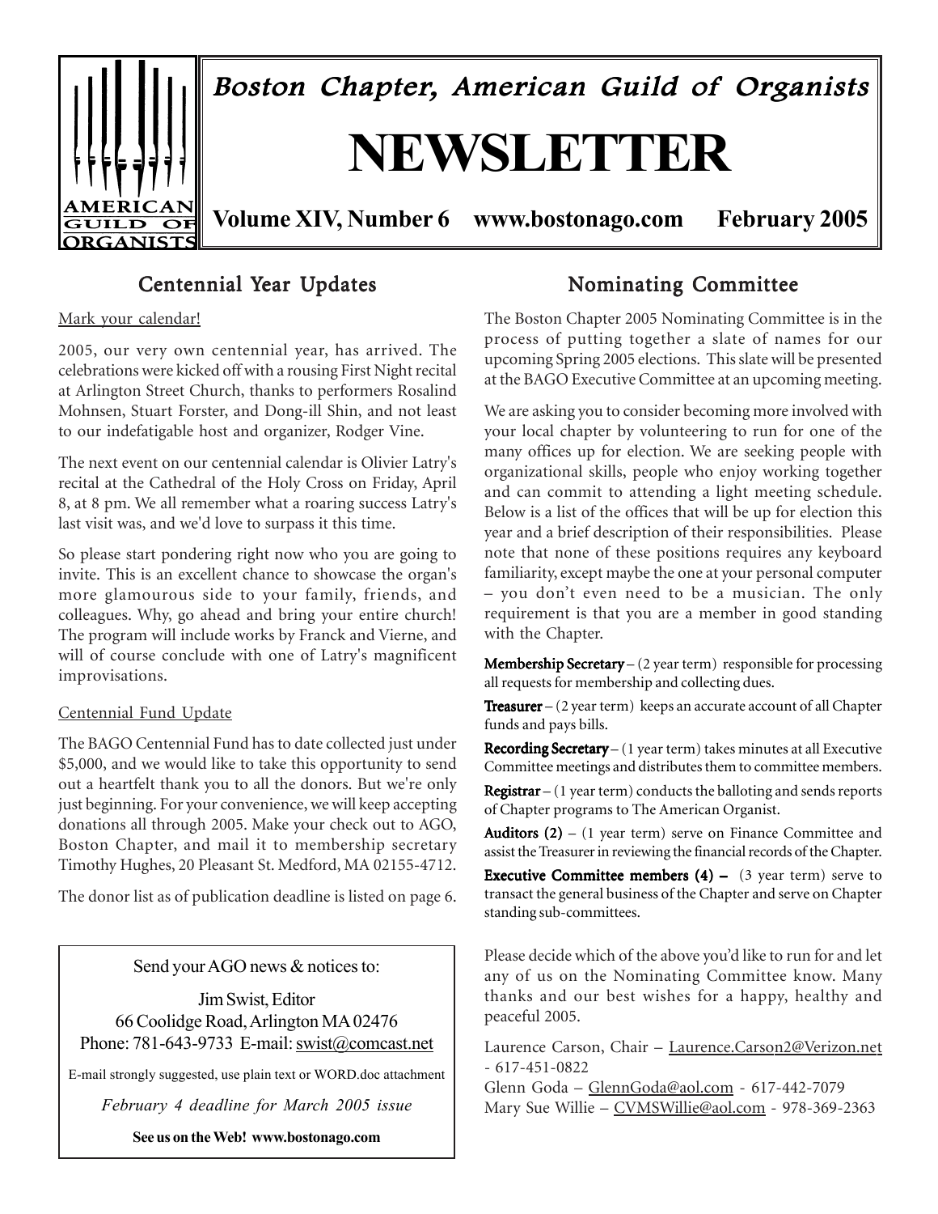# Boston Chapter, American Guild of Organists

# NEWSLETTER

**Volume XIV, Number 6 www.bostonago.com February 2005**

## Centennial Year Updates

Mark your calendar!

2005, our very own centennial year, has arrived. The celebrations were kicked off with a rousing First Night recital at Arlington Street Church, thanks to performers Rosalind Mohnsen, Stuart Forster, and Dong-ill Shin, and not least to our indefatigable host and organizer, Rodger Vine.

The next event on our centennial calendar is Olivier Latry's recital at the Cathedral of the Holy Cross on Friday, April 8, at 8 pm. We all remember what a roaring success Latry's last visit was, and we'd love to surpass it this time.

So please start pondering right now who you are going to invite. This is an excellent chance to showcase the organ's more glamourous side to your family, friends, and colleagues. Why, go ahead and bring your entire church! The program will include works by Franck and Vierne, and will of course conclude with one of Latry's magnificent improvisations.

Centennial Fund Update

The BAGO Centennial Fund has to date collected just under $5,000, and we would like to take this opportunity to send out a heartfelt thank you to all the donors. But we're only just beginning. For your convenience, we will keep accepting donations all through 2005. Make your check out to AGO, Boston Chapter, and mail it to membership secretary Timothy Hughes, 20 Pleasant St. Medford, MA 02155-4712.

The donor list as of publication deadline is listed on page 6.

---

Send your AGO news & notices to:

Jim Swist, Editor
66 Coolidge Road, Arlington MA 02476
Phone: 781-643-9733 E-mail: swist@comcast.net

E-mail strongly suggested, use plain text or WORD.doc attachment

*February 4 deadline for March 2005 issue*

**See us on the Web! www.bostonago.com**

---

## Nominating Committee

The Boston Chapter 2005 Nominating Committee is in the process of putting together a slate of names for our upcoming Spring 2005 elections. This slate will be presented at the BAGO Executive Committee at an upcoming meeting.

We are asking you to consider becoming more involved with your local chapter by volunteering to run for one of the many offices up for election. We are seeking people with organizational skills, people who enjoy working together and can commit to attending a light meeting schedule. Below is a list of the offices that will be up for election this year and a brief description of their responsibilities. Please note that none of these positions requires any keyboard familiarity, except maybe the one at your personal computer – you don't even need to be a musician. The only requirement is that you are a member in good standing with the Chapter.

**Membership Secretary** – (2 year term) responsible for processing all requests for membership and collecting dues.

**Treasurer** – (2 year term) keeps an accurate account of all Chapter funds and pays bills.

**Recording Secretary** – (1 year term) takes minutes at all Executive Committee meetings and distributes them to committee members.

**Registrar** – (1 year term) conducts the balloting and sends reports of Chapter programs to The American Organist.

**Auditors (2)** – (1 year term) serve on Finance Committee and assist the Treasurer in reviewing the financial records of the Chapter.

**Executive Committee members (4)** – (3 year term) serve to transact the general business of the Chapter and serve on Chapter standing sub-committees.

Please decide which of the above you'd like to run for and let any of us on the Nominating Committee know. Many thanks and our best wishes for a happy, healthy and peaceful 2005.

Laurence Carson, Chair – Laurence.Carson2@Verizon.net - 617-451-0822
Glenn Goda – GlennGoda@aol.com - 617-442-7079
Mary Sue Willie – CVMSWillie@aol.com - 978-369-2363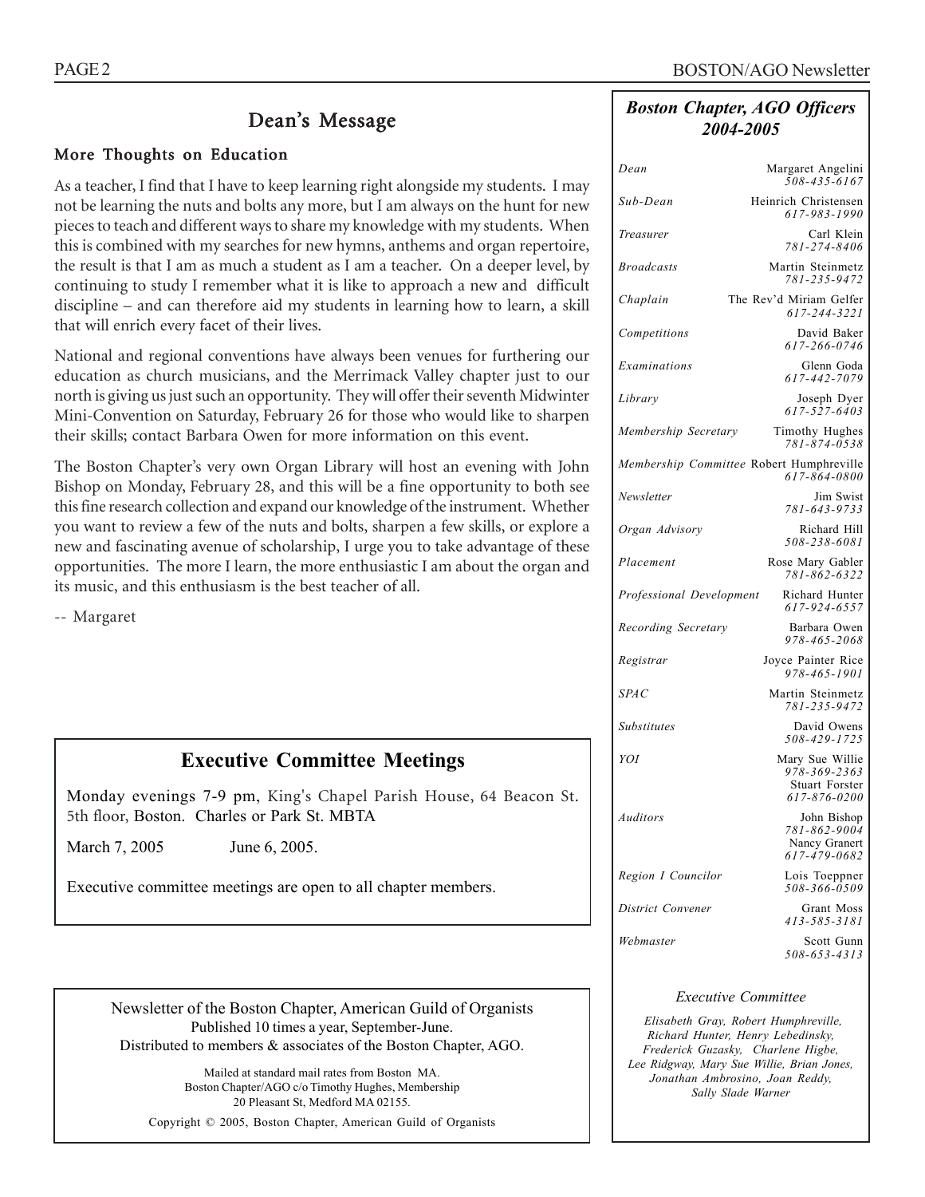## Dean's Message

### More Thoughts on Education

As a teacher, I find that I have to keep learning right alongside my students. I may not be learning the nuts and bolts any more, but I am always on the hunt for new pieces to teach and different ways to share my knowledge with my students. When this is combined with my searches for new hymns, anthems and organ repertoire, the result is that I am as much a student as I am a teacher. On a deeper level, by continuing to study I remember what it is like to approach a new and difficult discipline – and can therefore aid my students in learning how to learn, a skill that will enrich every facet of their lives.

National and regional conventions have always been venues for furthering our education as church musicians, and the Merrimack Valley chapter just to our north is giving us just such an opportunity. They will offer their seventh Midwinter Mini-Convention on Saturday, February 26 for those who would like to sharpen their skills; contact Barbara Owen for more information on this event.

The Boston Chapter's very own Organ Library will host an evening with John Bishop on Monday, February 28, and this will be a fine opportunity to both see this fine research collection and expand our knowledge of the instrument. Whether you want to review a few of the nuts and bolts, sharpen a few skills, or explore a new and fascinating avenue of scholarship, I urge you to take advantage of these opportunities. The more I learn, the more enthusiastic I am about the organ and its music, and this enthusiasm is the best teacher of all.

-- Margaret

## Executive Committee Meetings

Monday evenings 7-9 pm, King's Chapel Parish House, 64 Beacon St. 5th floor, Boston. Charles or Park St. MBTA

March 7, 2005 June 6, 2005.

Executive committee meetings are open to all chapter members.

Newsletter of the Boston Chapter, American Guild of Organists
Published 10 times a year, September-June.
Distributed to members & associates of the Boston Chapter, AGO.

Mailed at standard mail rates from Boston MA.
Boston Chapter/AGO c/o Timothy Hughes, Membership
20 Pleasant St, Medford MA 02155.

Copyright © 2005, Boston Chapter, American Guild of Organists

## *Boston Chapter, AGO Officers 2004-2005*

| Position | Name | Phone |
|---|---|---|
| *Dean* | Margaret Angelini | *508-435-6167* |
| *Sub-Dean* | Heinrich Christensen | *617-983-1990* |
| *Treasurer* | Carl Klein | *781-274-8406* |
| *Broadcasts* | Martin Steinmetz | *781-235-9472* |
| *Chaplain* | The Rev'd Miriam Gelfer | *617-244-3221* |
| *Competitions* | David Baker | *617-266-0746* |
| *Examinations* | Glenn Goda | *617-442-7079* |
| *Library* | Joseph Dyer | *617-527-6403* |
| *Membership Secretary* | Timothy Hughes | *781-874-0538* |
| *Membership Committee* | Robert Humphreville | *617-864-0800* |
| *Newsletter* | Jim Swist | *781-643-9733* |
| *Organ Advisory* | Richard Hill | *508-238-6081* |
| *Placement* | Rose Mary Gabler | *781-862-6322* |
| *Professional Development* | Richard Hunter | *617-924-6557* |
| *Recording Secretary* | Barbara Owen | *978-465-2068* |
| *Registrar* | Joyce Painter Rice | *978-465-1901* |
| *SPAC* | Martin Steinmetz | *781-235-9472* |
| *Substitutes* | David Owens | *508-429-1725* |
| *YOI* | Mary Sue Willie | *978-369-2363* |
| | Stuart Forster | *617-876-0200* |
| *Auditors* | John Bishop | *781-862-9004* |
| | Nancy Granert | *617-479-0682* |
| *Region I Councilor* | Lois Toeppner | *508-366-0509* |
| *District Convener* | Grant Moss | *413-585-3181* |
| *Webmaster* | Scott Gunn | *508-653-4313* |

*Executive Committee*

*Elisabeth Gray, Robert Humphreville, Richard Hunter, Henry Lebedinsky, Frederick Guzasky, Charlene Higbe, Lee Ridgway, Mary Sue Willie, Brian Jones, Jonathan Ambrosino, Joan Reddy, Sally Slade Warner*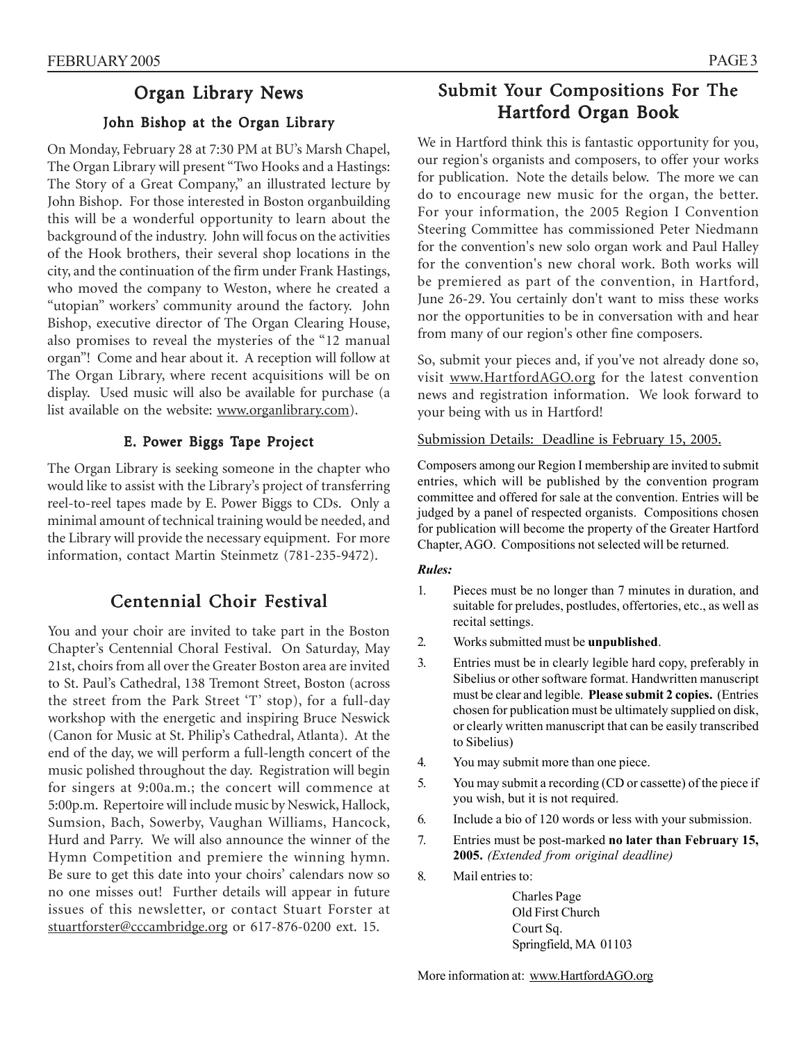## Organ Library News

### John Bishop at the Organ Library

On Monday, February 28 at 7:30 PM at BU's Marsh Chapel, The Organ Library will present "Two Hooks and a Hastings: The Story of a Great Company," an illustrated lecture by John Bishop. For those interested in Boston organbuilding this will be a wonderful opportunity to learn about the background of the industry. John will focus on the activities of the Hook brothers, their several shop locations in the city, and the continuation of the firm under Frank Hastings, who moved the company to Weston, where he created a "utopian" workers' community around the factory. John Bishop, executive director of The Organ Clearing House, also promises to reveal the mysteries of the "12 manual organ"! Come and hear about it. A reception will follow at The Organ Library, where recent acquisitions will be on display. Used music will also be available for purchase (a list available on the website: www.organlibrary.com).

### E. Power Biggs Tape Project

The Organ Library is seeking someone in the chapter who would like to assist with the Library's project of transferring reel-to-reel tapes made by E. Power Biggs to CDs. Only a minimal amount of technical training would be needed, and the Library will provide the necessary equipment. For more information, contact Martin Steinmetz (781-235-9472).

## Centennial Choir Festival

You and your choir are invited to take part in the Boston Chapter's Centennial Choral Festival. On Saturday, May 21st, choirs from all over the Greater Boston area are invited to St. Paul's Cathedral, 138 Tremont Street, Boston (across the street from the Park Street 'T' stop), for a full-day workshop with the energetic and inspiring Bruce Neswick (Canon for Music at St. Philip's Cathedral, Atlanta). At the end of the day, we will perform a full-length concert of the music polished throughout the day. Registration will begin for singers at 9:00a.m.; the concert will commence at 5:00p.m. Repertoire will include music by Neswick, Hallock, Sumsion, Bach, Sowerby, Vaughan Williams, Hancock, Hurd and Parry. We will also announce the winner of the Hymn Competition and premiere the winning hymn. Be sure to get this date into your choirs' calendars now so no one misses out! Further details will appear in future issues of this newsletter, or contact Stuart Forster at stuartforster@cccambridge.org or 617-876-0200 ext. 15.

## Submit Your Compositions For The Hartford Organ Book

We in Hartford think this is fantastic opportunity for you, our region's organists and composers, to offer your works for publication. Note the details below. The more we can do to encourage new music for the organ, the better. For your information, the 2005 Region I Convention Steering Committee has commissioned Peter Niedmann for the convention's new solo organ work and Paul Halley for the convention's new choral work. Both works will be premiered as part of the convention, in Hartford, June 26-29. You certainly don't want to miss these works nor the opportunities to be in conversation with and hear from many of our region's other fine composers.

So, submit your pieces and, if you've not already done so, visit www.HartfordAGO.org for the latest convention news and registration information. We look forward to your being with us in Hartford!

Submission Details: Deadline is February 15, 2005.

Composers among our Region I membership are invited to submit entries, which will be published by the convention program committee and offered for sale at the convention. Entries will be judged by a panel of respected organists. Compositions chosen for publication will become the property of the Greater Hartford Chapter, AGO. Compositions not selected will be returned.

***Rules:***

1. Pieces must be no longer than 7 minutes in duration, and suitable for preludes, postludes, offertories, etc., as well as recital settings.
2. Works submitted must be **unpublished**.
3. Entries must be in clearly legible hard copy, preferably in Sibelius or other software format. Handwritten manuscript must be clear and legible. **Please submit 2 copies.** (Entries chosen for publication must be ultimately supplied on disk, or clearly written manuscript that can be easily transcribed to Sibelius)
4. You may submit more than one piece.
5. You may submit a recording (CD or cassette) of the piece if you wish, but it is not required.
6. Include a bio of 120 words or less with your submission.
7. Entries must be post-marked **no later than February 15, 2005.** *(Extended from original deadline)*
8. Mail entries to:

   Charles Page
   Old First Church
   Court Sq.
   Springfield, MA 01103

More information at: www.HartfordAGO.org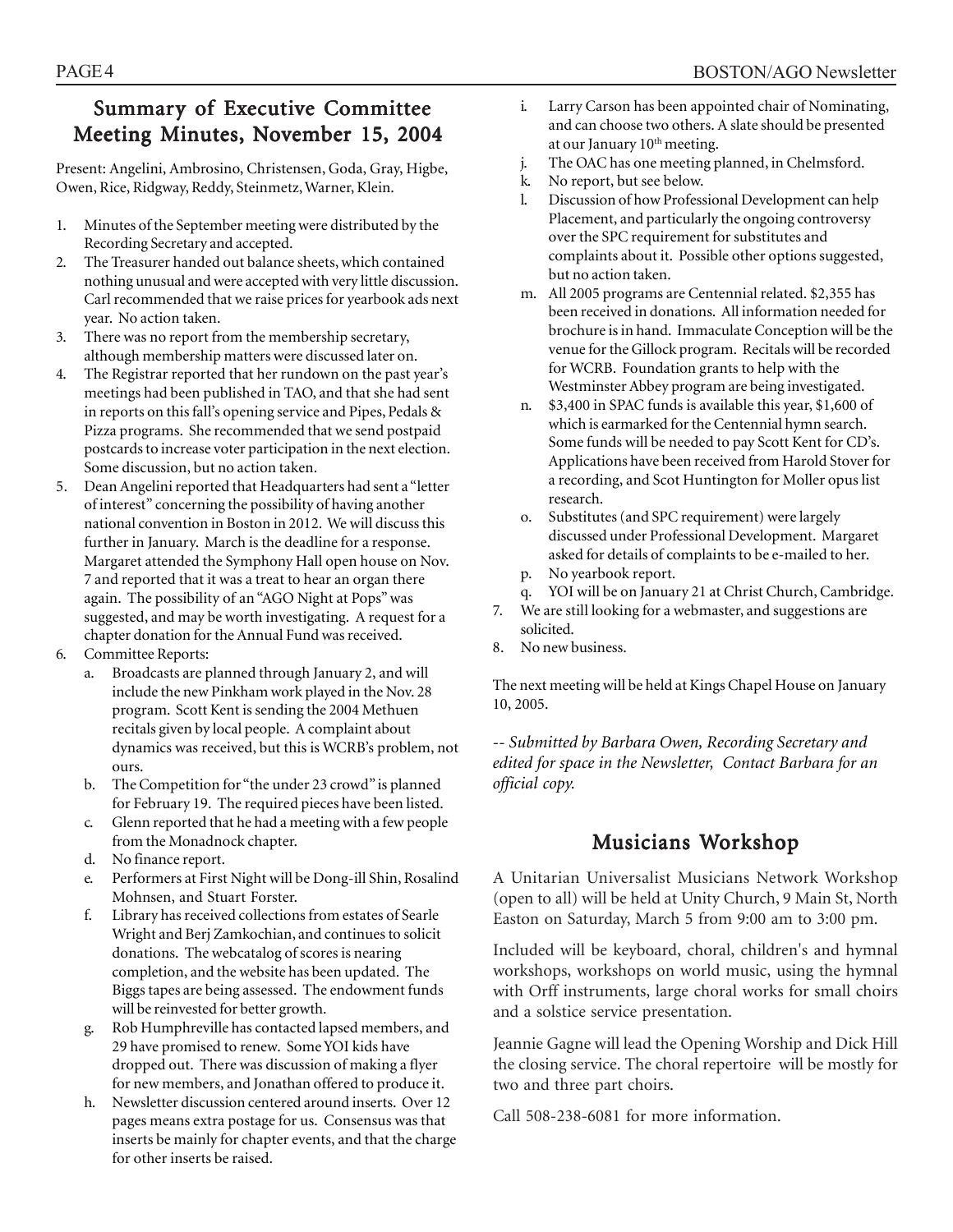## Summary of Executive Committee Meeting Minutes, November 15, 2004

Present: Angelini, Ambrosino, Christensen, Goda, Gray, Higbe, Owen, Rice, Ridgway, Reddy, Steinmetz, Warner, Klein.

1. Minutes of the September meeting were distributed by the Recording Secretary and accepted.
2. The Treasurer handed out balance sheets, which contained nothing unusual and were accepted with very little discussion. Carl recommended that we raise prices for yearbook ads next year. No action taken.
3. There was no report from the membership secretary, although membership matters were discussed later on.
4. The Registrar reported that her rundown on the past year's meetings had been published in TAO, and that she had sent in reports on this fall's opening service and Pipes, Pedals & Pizza programs. She recommended that we send postpaid postcards to increase voter participation in the next election. Some discussion, but no action taken.
5. Dean Angelini reported that Headquarters had sent a "letter of interest" concerning the possibility of having another national convention in Boston in 2012. We will discuss this further in January. March is the deadline for a response. Margaret attended the Symphony Hall open house on Nov. 7 and reported that it was a treat to hear an organ there again. The possibility of an "AGO Night at Pops" was suggested, and may be worth investigating. A request for a chapter donation for the Annual Fund was received.
6. Committee Reports:
   a. Broadcasts are planned through January 2, and will include the new Pinkham work played in the Nov. 28 program. Scott Kent is sending the 2004 Methuen recitals given by local people. A complaint about dynamics was received, but this is WCRB's problem, not ours.
   b. The Competition for "the under 23 crowd" is planned for February 19. The required pieces have been listed.
   c. Glenn reported that he had a meeting with a few people from the Monadnock chapter.
   d. No finance report.
   e. Performers at First Night will be Dong-ill Shin, Rosalind Mohnsen, and Stuart Forster.
   f. Library has received collections from estates of Searle Wright and Berj Zamkochian, and continues to solicit donations. The webcatalog of scores is nearing completion, and the website has been updated. The Biggs tapes are being assessed. The endowment funds will be reinvested for better growth.
   g. Rob Humphreville has contacted lapsed members, and 29 have promised to renew. Some YOI kids have dropped out. There was discussion of making a flyer for new members, and Jonathan offered to produce it.
   h. Newsletter discussion centered around inserts. Over 12 pages means extra postage for us. Consensus was that inserts be mainly for chapter events, and that the charge for other inserts be raised.
   i. Larry Carson has been appointed chair of Nominating, and can choose two others. A slate should be presented at our January 10th meeting.
   j. The OAC has one meeting planned, in Chelmsford.
   k. No report, but see below.
   l. Discussion of how Professional Development can help Placement, and particularly the ongoing controversy over the SPC requirement for substitutes and complaints about it. Possible other options suggested, but no action taken.
   m. All 2005 programs are Centennial related. $2,355 has been received in donations. All information needed for brochure is in hand. Immaculate Conception will be the venue for the Gillock program. Recitals will be recorded for WCRB. Foundation grants to help with the Westminster Abbey program are being investigated.
   n. $3,400 in SPAC funds is available this year, $1,600 of which is earmarked for the Centennial hymn search. Some funds will be needed to pay Scott Kent for CD's. Applications have been received from Harold Stover for a recording, and Scot Huntington for Moller opus list research.
   o. Substitutes (and SPC requirement) were largely discussed under Professional Development. Margaret asked for details of complaints to be e-mailed to her.
   p. No yearbook report.
   q. YOI will be on January 21 at Christ Church, Cambridge.
7. We are still looking for a webmaster, and suggestions are solicited.
8. No new business.

The next meeting will be held at Kings Chapel House on January 10, 2005.

*-- Submitted by Barbara Owen, Recording Secretary and edited for space in the Newsletter, Contact Barbara for an official copy.*

## Musicians Workshop

A Unitarian Universalist Musicians Network Workshop (open to all) will be held at Unity Church, 9 Main St, North Easton on Saturday, March 5 from 9:00 am to 3:00 pm.

Included will be keyboard, choral, children's and hymnal workshops, workshops on world music, using the hymnal with Orff instruments, large choral works for small choirs and a solstice service presentation.

Jeannie Gagne will lead the Opening Worship and Dick Hill the closing service. The choral repertoire will be mostly for two and three part choirs.

Call 508-238-6081 for more information.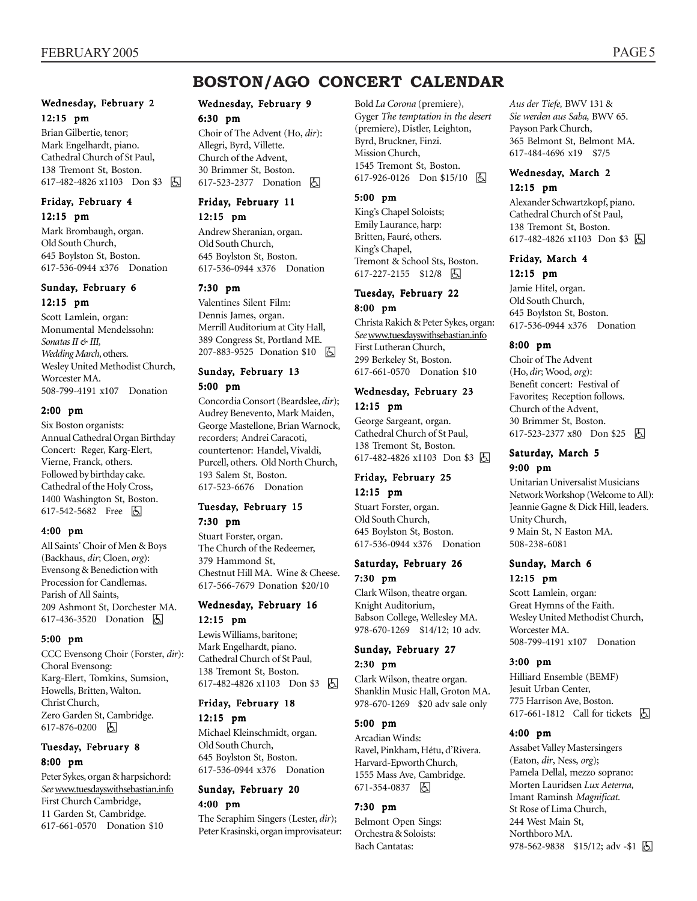# BOSTON/AGO CONCERT CALENDAR

**Wednesday, February 2**

**12:15 pm**

Brian Gilbertie, tenor;
Mark Engelhardt, piano.
Cathedral Church of St Paul,
138 Tremont St, Boston.
617-482-4826 x1103 Don $3 ♿

**Friday, February 4**

**12:15 pm**

Mark Brombaugh, organ.
Old South Church,
645 Boylston St, Boston.
617-536-0944 x376 Donation

**Sunday, February 6**

**12:15 pm**

Scott Lamlein, organ:
Monumental Mendelssohn:
*Sonatas II & III*,
*Wedding March*, others.
Wesley United Methodist Church,
Worcester MA.
508-799-4191 x107 Donation

**2:00 pm**

Six Boston organists:
Annual Cathedral Organ Birthday Concert: Reger, Karg-Elert, Vierne, Franck, others.
Followed by birthday cake.
Cathedral of the Holy Cross,
1400 Washington St, Boston.
617-542-5682 Free ♿

**4:00 pm**

All Saints' Choir of Men & Boys (Backhaus, *dir*; Cloen, *org*):
Evensong & Benediction with Procession for Candlemas.
Parish of All Saints,
209 Ashmont St, Dorchester MA.
617-436-3520 Donation ♿

**5:00 pm**

CCC Evensong Choir (Forster, *dir*):
Choral Evensong:
Karg-Elert, Tomkins, Sumsion, Howells, Britten, Walton.
Christ Church,
Zero Garden St, Cambridge.
617-876-0200 ♿

**Tuesday, February 8**

**8:00 pm**

Peter Sykes, organ & harpsichord:
*See* www.tuesdayswithsebastian.info
First Church Cambridge,
11 Garden St, Cambridge.
617-661-0570 Donation $10

**Wednesday, February 9**

**6:30 pm**

Choir of The Advent (Ho, *dir*):
Allegri, Byrd, Villette.
Church of the Advent,
30 Brimmer St, Boston.
617-523-2377 Donation ♿

**Friday, February 11**

**12:15 pm**

Andrew Sheranian, organ.
Old South Church,
645 Boylston St, Boston.
617-536-0944 x376 Donation

**7:30 pm**

Valentines Silent Film:
Dennis James, organ.
Merrill Auditorium at City Hall,
389 Congress St, Portland ME.
207-883-9525 Donation $10 ♿

**Sunday, February 13**

**5:00 pm**

Concordia Consort (Beardslee, *dir*);
Audrey Benevento, Mark Maiden, George Mastellone, Brian Warnock, recorders; Andrei Caracoti, countertenor: Handel, Vivaldi, Purcell, others. Old North Church,
193 Salem St, Boston.
617-523-6676 Donation

**Tuesday, February 15**

**7:30 pm**

Stuart Forster, organ.
The Church of the Redeemer,
379 Hammond St,
Chestnut Hill MA. Wine & Cheese.
617-566-7679 Donation $20/10

**Wednesday, February 16**

**12:15 pm**

Lewis Williams, baritone;
Mark Engelhardt, piano.
Cathedral Church of St Paul,
138 Tremont St, Boston.
617-482-4826 x1103 Don $3 ♿

**Friday, February 18**

**12:15 pm**

Michael Kleinschmidt, organ.
Old South Church,
645 Boylston St, Boston.
617-536-0944 x376 Donation

**Sunday, February 20**

**4:00 pm**

The Seraphim Singers (Lester, *dir*);
Peter Krasinski, organ improvisateur:
Bold *La Corona* (premiere),
Gyger *The temptation in the desert* (premiere), Distler, Leighton, Byrd, Bruckner, Finzi.
Mission Church,
1545 Tremont St, Boston.
617-926-0126 Don $15/10 ♿

**5:00 pm**

King's Chapel Soloists;
Emily Laurance, harp:
Britten, Fauré, others.
King's Chapel,
Tremont & School Sts, Boston.
617-227-2155 $12/8 ♿

**Tuesday, February 22**

**8:00 pm**

Christa Rakich & Peter Sykes, organ:
*See* www.tuesdayswithsebastian.info
First Lutheran Church,
299 Berkeley St, Boston.
617-661-0570 Donation $10

**Wednesday, February 23**

**12:15 pm**

George Sargeant, organ.
Cathedral Church of St Paul,
138 Tremont St, Boston.
617-482-4826 x1103 Don $3 ♿

**Friday, February 25**

**12:15 pm**

Stuart Forster, organ.
Old South Church,
645 Boylston St, Boston.
617-536-0944 x376 Donation

**Saturday, February 26**

**7:30 pm**

Clark Wilson, theatre organ.
Knight Auditorium,
Babson College, Wellesley MA.
978-670-1269 $14/12; 10 adv.

**Sunday, February 27**

**2:30 pm**

Clark Wilson, theatre organ.
Shanklin Music Hall, Groton MA.
978-670-1269 $20 adv sale only

**5:00 pm**

Arcadian Winds:
Ravel, Pinkham, Hétu, d'Rivera.
Harvard-Epworth Church,
1555 Mass Ave, Cambridge.
671-354-0837 ♿

**7:30 pm**

Belmont Open Sings:
Orchestra & Soloists:
Bach Cantatas:
*Aus der Tiefe,* BWV 131 &
*Sie werden aus Saba,* BWV 65.
Payson Park Church,
365 Belmont St, Belmont MA.
617-484-4696 x19 $7/5

**Wednesday, March 2**

**12:15 pm**

Alexander Schwartzkopf, piano.
Cathedral Church of St Paul,
138 Tremont St, Boston.
617-482-4826 x1103 Don $3 ♿

**Friday, March 4**

**12:15 pm**

Jamie Hitel, organ.
Old South Church,
645 Boylston St, Boston.
617-536-0944 x376 Donation

**8:00 pm**

Choir of The Advent
(Ho, *dir*; Wood, *org*):
Benefit concert: Festival of Favorites; Reception follows.
Church of the Advent,
30 Brimmer St, Boston.
617-523-2377 x80 Don $25 ♿

**Saturday, March 5**

**9:00 pm**

Unitarian Universalist Musicians Network Workshop (Welcome to All):
Jeannie Gagne & Dick Hill, leaders.
Unity Church,
9 Main St, N Easton MA.
508-238-6081

**Sunday, March 6**

**12:15 pm**

Scott Lamlein, organ:
Great Hymns of the Faith.
Wesley United Methodist Church,
Worcester MA.
508-799-4191 x107 Donation

**3:00 pm**

Hilliard Ensemble (BEMF)
Jesuit Urban Center,
775 Harrison Ave, Boston.
617-661-1812 Call for tickets ♿

**4:00 pm**

Assabet Valley Mastersingers
(Eaton, *dir*, Ness, *org*);
Pamela Dellal, mezzo soprano:
Morten Lauridsen *Lux Aeterna,*
Imant Raminsh *Magnificat.*
St Rose of Lima Church,
244 West Main St,
Northboro MA.
978-562-9838 $15/12; adv -$1 ♿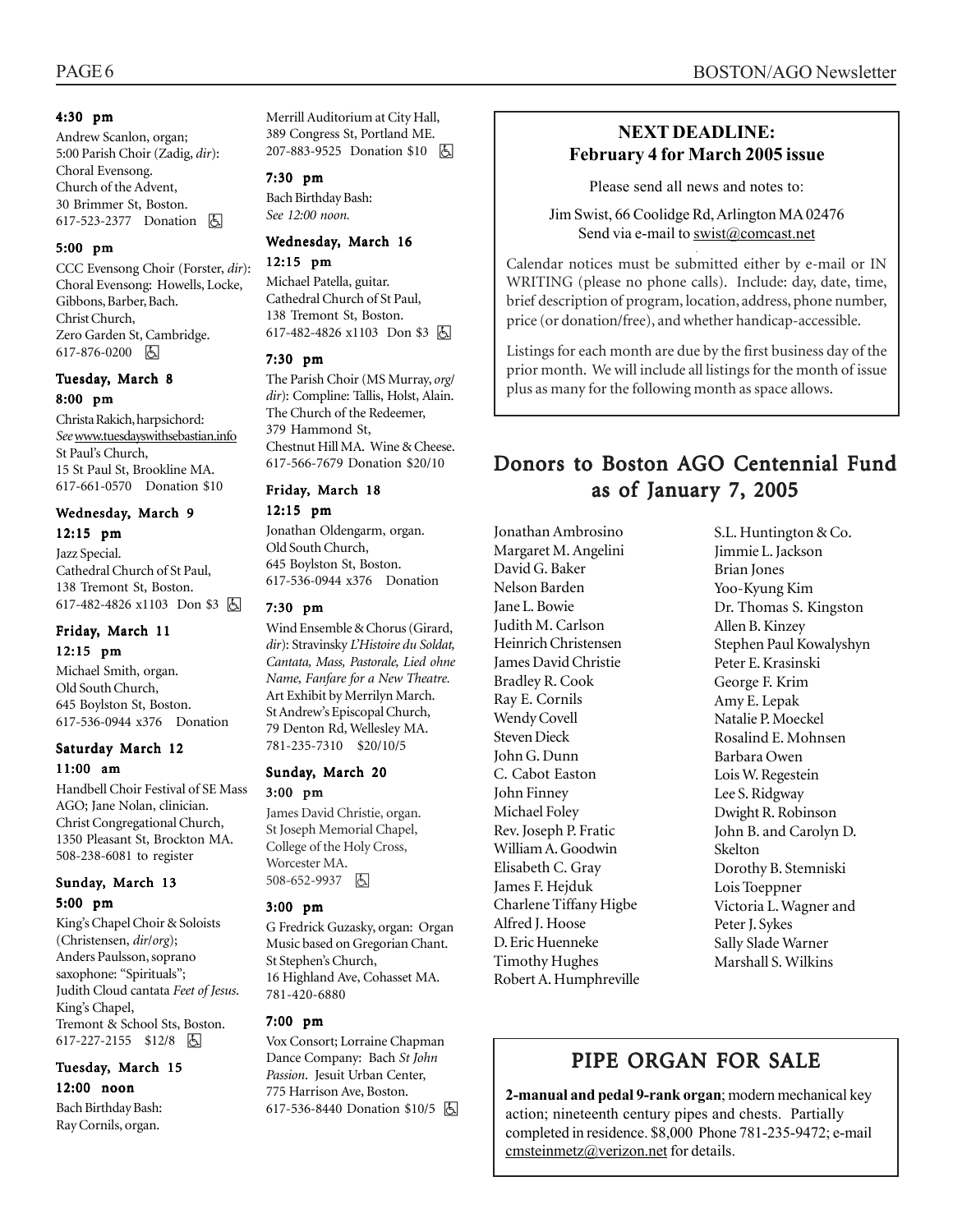#### 4:30 pm

Andrew Scanlon, organ;
5:00 Parish Choir (Zadig, *dir*):
Choral Evensong.
Church of the Advent,
30 Brimmer St, Boston.
617-523-2377 Donation ♿

#### 5:00 pm

CCC Evensong Choir (Forster, *dir*):
Choral Evensong: Howells, Locke, Gibbons, Barber, Bach.
Christ Church,
Zero Garden St, Cambridge.
617-876-0200 ♿

### Tuesday, March 8

#### 8:00 pm

Christa Rakich, harpsichord:
*See* www.tuesdayswithsebastian.info
St Paul's Church,
15 St Paul St, Brookline MA.
617-661-0570 Donation $10

### Wednesday, March 9

#### 12:15 pm

Jazz Special.
Cathedral Church of St Paul,
138 Tremont St, Boston.
617-482-4826 x1103 Don $3 ♿

### Friday, March 11

#### 12:15 pm

Michael Smith, organ.
Old South Church,
645 Boylston St, Boston.
617-536-0944 x376 Donation

### Saturday March 12

#### 11:00 am

Handbell Choir Festival of SE Mass AGO; Jane Nolan, clinician.
Christ Congregational Church,
1350 Pleasant St, Brockton MA.
508-238-6081 to register

### Sunday, March 13

#### 5:00 pm

King's Chapel Choir & Soloists (Christensen, *dir/org*);
Anders Paulsson, soprano saxophone: "Spirituals";
Judith Cloud cantata *Feet of Jesus*.
King's Chapel,
Tremont & School Sts, Boston.
617-227-2155 $12/8 ♿

### Tuesday, March 15

#### 12:00 noon

Bach Birthday Bash:
Ray Cornils, organ.
Merrill Auditorium at City Hall,
389 Congress St, Portland ME.
207-883-9525 Donation $10 ♿

#### 7:30 pm

Bach Birthday Bash:
*See 12:00 noon.*

### Wednesday, March 16

#### 12:15 pm

Michael Patella, guitar.
Cathedral Church of St Paul,
138 Tremont St, Boston.
617-482-4826 x1103 Don $3 ♿

#### 7:30 pm

The Parish Choir (MS Murray, *org/dir*): Compline: Tallis, Holst, Alain.
The Church of the Redeemer,
379 Hammond St,
Chestnut Hill MA. Wine & Cheese.
617-566-7679 Donation $20/10

### Friday, March 18

#### 12:15 pm

Jonathan Oldengarm, organ.
Old South Church,
645 Boylston St, Boston.
617-536-0944 x376 Donation

#### 7:30 pm

Wind Ensemble & Chorus (Girard, *dir*): Stravinsky *L'Histoire du Soldat, Cantata, Mass, Pastorale, Lied ohne Name, Fanfare for a New Theatre.*
Art Exhibit by Merrilyn March.
St Andrew's Episcopal Church,
79 Denton Rd, Wellesley MA.
781-235-7310 $20/10/5

### Sunday, March 20

#### 3:00 pm

James David Christie, organ.
St Joseph Memorial Chapel,
College of the Holy Cross,
Worcester MA.
508-652-9937 ♿

#### 3:00 pm

G Fredrick Guzasky, organ: Organ Music based on Gregorian Chant.
St Stephen's Church,
16 Highland Ave, Cohasset MA.
781-420-6880

#### 7:00 pm

Vox Consort; Lorraine Chapman Dance Company: Bach *St John Passion*. Jesuit Urban Center,
775 Harrison Ave, Boston.
617-536-8440 Donation $10/5 ♿

---

## NEXT DEADLINE: February 4 for March 2005 issue

Please send all news and notes to:

Jim Swist, 66 Coolidge Rd, Arlington MA 02476
Send via e-mail to swist@comcast.net

Calendar notices must be submitted either by e-mail or IN WRITING (please no phone calls). Include: day, date, time, brief description of program, location, address, phone number, price (or donation/free), and whether handicap-accessible.

Listings for each month are due by the first business day of the prior month. We will include all listings for the month of issue plus as many for the following month as space allows.

---

## Donors to Boston AGO Centennial Fund as of January 7, 2005

Jonathan Ambrosino
Margaret M. Angelini
David G. Baker
Nelson Barden
Jane L. Bowie
Judith M. Carlson
Heinrich Christensen
James David Christie
Bradley R. Cook
Ray E. Cornils
Wendy Covell
Steven Dieck
John G. Dunn
C. Cabot Easton
John Finney
Michael Foley
Rev. Joseph P. Fratic
William A. Goodwin
Elisabeth C. Gray
James F. Hejduk
Charlene Tiffany Higbe
Alfred J. Hoose
D. Eric Huenneke
Timothy Hughes
Robert A. Humphreville
S.L. Huntington & Co.
Jimmie L. Jackson
Brian Jones
Yoo-Kyung Kim
Dr. Thomas S. Kingston
Allen B. Kinzey
Stephen Paul Kowalyshyn
Peter E. Krasinski
George F. Krim
Amy E. Lepak
Natalie P. Moeckel
Rosalind E. Mohnsen
Barbara Owen
Lois W. Regestein
Lee S. Ridgway
Dwight R. Robinson
John B. and Carolyn D. Skelton
Dorothy B. Stemniski
Lois Toeppner
Victoria L. Wagner and Peter J. Sykes
Sally Slade Warner
Marshall S. Wilkins

---

## PIPE ORGAN FOR SALE

**2-manual and pedal 9-rank organ**; modern mechanical key action; nineteenth century pipes and chests. Partially completed in residence. $8,000 Phone 781-235-9472; e-mail cmsteinmetz@verizon.net for details.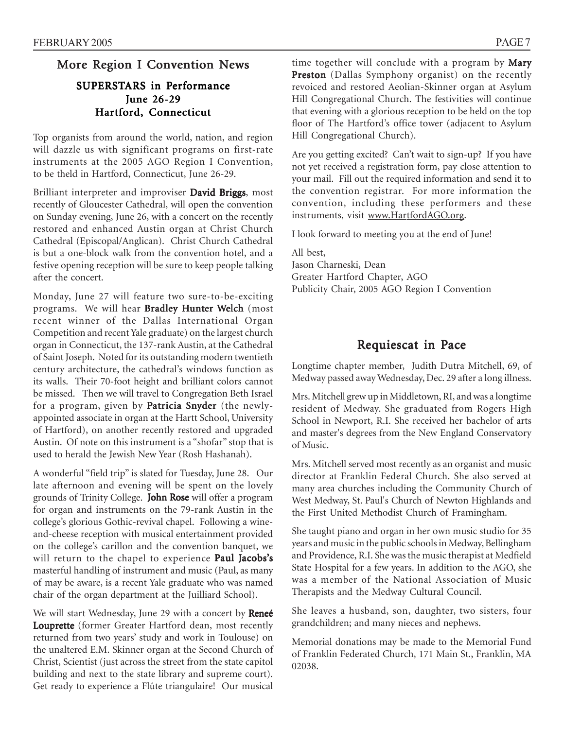## More Region I Convention News

### SUPERSTARS in Performance
### June 26-29
### Hartford, Connecticut

Top organists from around the world, nation, and region will dazzle us with significant programs on first-rate instruments at the 2005 AGO Region I Convention, to be theld in Hartford, Connecticut, June 26-29.

Brilliant interpreter and improviser **David Briggs**, most recently of Gloucester Cathedral, will open the convention on Sunday evening, June 26, with a concert on the recently restored and enhanced Austin organ at Christ Church Cathedral (Episcopal/Anglican). Christ Church Cathedral is but a one-block walk from the convention hotel, and a festive opening reception will be sure to keep people talking after the concert.

Monday, June 27 will feature two sure-to-be-exciting programs. We will hear **Bradley Hunter Welch** (most recent winner of the Dallas International Organ Competition and recent Yale graduate) on the largest church organ in Connecticut, the 137-rank Austin, at the Cathedral of Saint Joseph. Noted for its outstanding modern twentieth century architecture, the cathedral's windows function as its walls. Their 70-foot height and brilliant colors cannot be missed. Then we will travel to Congregation Beth Israel for a program, given by **Patricia Snyder** (the newly-appointed associate in organ at the Hartt School, University of Hartford), on another recently restored and upgraded Austin. Of note on this instrument is a "shofar" stop that is used to herald the Jewish New Year (Rosh Hashanah).

A wonderful "field trip" is slated for Tuesday, June 28. Our late afternoon and evening will be spent on the lovely grounds of Trinity College. **John Rose** will offer a program for organ and instruments on the 79-rank Austin in the college's glorious Gothic-revival chapel. Following a wine-and-cheese reception with musical entertainment provided on the college's carillon and the convention banquet, we will return to the chapel to experience **Paul Jacobs's** masterful handling of instrument and music (Paul, as many of may be aware, is a recent Yale graduate who was named chair of the organ department at the Juilliard School).

We will start Wednesday, June 29 with a concert by **Reneé Louprette** (former Greater Hartford dean, most recently returned from two years' study and work in Toulouse) on the unaltered E.M. Skinner organ at the Second Church of Christ, Scientist (just across the street from the state capitol building and next to the state library and supreme court). Get ready to experience a Flûte triangulaire! Our musical time together will conclude with a program by **Mary Preston** (Dallas Symphony organist) on the recently revoiced and restored Aeolian-Skinner organ at Asylum Hill Congregational Church. The festivities will continue that evening with a glorious reception to be held on the top floor of The Hartford's office tower (adjacent to Asylum Hill Congregational Church).

Are you getting excited? Can't wait to sign-up? If you have not yet received a registration form, pay close attention to your mail. Fill out the required information and send it to the convention registrar. For more information the convention, including these performers and these instruments, visit www.HartfordAGO.org.

I look forward to meeting you at the end of June!

All best,
Jason Charneski, Dean
Greater Hartford Chapter, AGO
Publicity Chair, 2005 AGO Region I Convention

## Requiescat in Pace

Longtime chapter member, Judith Dutra Mitchell, 69, of Medway passed away Wednesday, Dec. 29 after a long illness.

Mrs. Mitchell grew up in Middletown, RI, and was a longtime resident of Medway. She graduated from Rogers High School in Newport, R.I. She received her bachelor of arts and master's degrees from the New England Conservatory of Music.

Mrs. Mitchell served most recently as an organist and music director at Franklin Federal Church. She also served at many area churches including the Community Church of West Medway, St. Paul's Church of Newton Highlands and the First United Methodist Church of Framingham.

She taught piano and organ in her own music studio for 35 years and music in the public schools in Medway, Bellingham and Providence, R.I. She was the music therapist at Medfield State Hospital for a few years. In addition to the AGO, she was a member of the National Association of Music Therapists and the Medway Cultural Council.

She leaves a husband, son, daughter, two sisters, four grandchildren; and many nieces and nephews.

Memorial donations may be made to the Memorial Fund of Franklin Federated Church, 171 Main St., Franklin, MA 02038.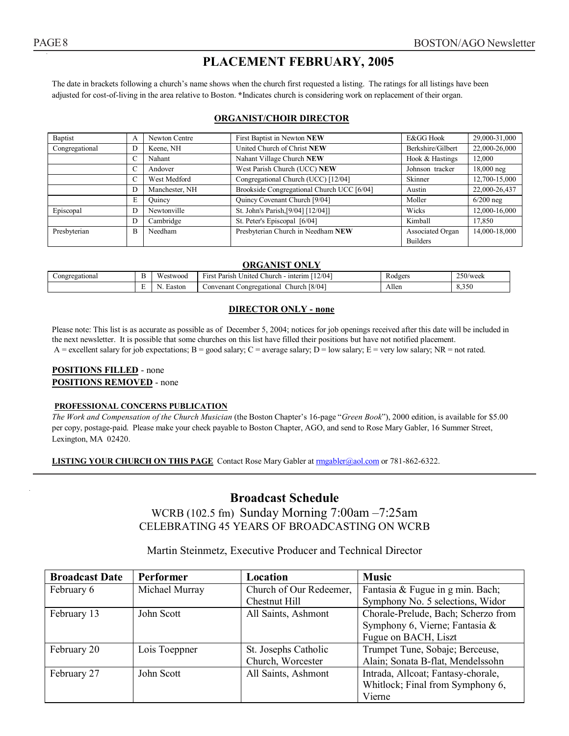# PLACEMENT FEBRUARY, 2005

The date in brackets following a church's name shows when the church first requested a listing. The ratings for all listings have been adjusted for cost-of-living in the area relative to Boston. *Indicates church is considering work on replacement of their organ.

## ORGANIST/CHOIR DIRECTOR

| | | | | | |
|---|---|---|---|---|---|
| Baptist | A | Newton Centre | First Baptist in Newton **NEW** | E&GG Hook | 29,000-31,000 |
| Congregational | D | Keene, NH | United Church of Christ **NEW** | Berkshire/Gilbert | 22,000-26,000 |
| | C | Nahant | Nahant Village Church **NEW** | Hook & Hastings | 12,000 |
| | C | Andover | West Parish Church (UCC) **NEW** | Johnson tracker | 18,000 neg |
| | C | West Medford | Congregational Church (UCC) [12/04] | Skinner | 12,700-15,000 |
| | D | Manchester, NH | Brookside Congregational Church UCC [6/04] | Austin | 22,000-26,437 |
| | E | Quincy | Quincy Covenant Church [9/04] | Moller | 6/200 neg |
| Episcopal | D | Newtonville | St. John's Parish,[9/04] [12/04]] | Wicks | 12,000-16,000 |
| | D | Cambridge | St. Peter's Episcopal [6/04] | Kimball | 17,850 |
| Presbyterian | B | Needham | Presbyterian Church in Needham **NEW** | Associated Organ Builders | 14,000-18,000 |

## ORGANIST ONLY

| | | | | | |
|---|---|---|---|---|---|
| Congregational | B | Westwood | First Parish United Church - interim [12/04] | Rodgers | 250/week |
| | E | N. Easton | Convenant Congregational Church [8/04] | Allen | 8,350 |

## DIRECTOR ONLY - none

Please note: This list is as accurate as possible as of December 5, 2004; notices for job openings received after this date will be included in the next newsletter. It is possible that some churches on this list have filled their positions but have not notified placement.
A = excellent salary for job expectations; B = good salary; C = average salary; D = low salary; E = very low salary; NR = not rated.

**POSITIONS FILLED** - none
**POSITIONS REMOVED** - none

**PROFESSIONAL CONCERNS PUBLICATION**
*The Work and Compensation of the Church Musician* (the Boston Chapter's 16-page "*Green Book*"), 2000 edition, is available for $5.00 per copy, postage-paid. Please make your check payable to Boston Chapter, AGO, and send to Rose Mary Gabler, 16 Summer Street, Lexington, MA 02420.

**LISTING YOUR CHURCH ON THIS PAGE** Contact Rose Mary Gabler at rmgabler@aol.com or 781-862-6322.

---

# Broadcast Schedule

WCRB (102.5 fm) Sunday Morning 7:00am –7:25am
CELEBRATING 45 YEARS OF BROADCASTING ON WCRB

Martin Steinmetz, Executive Producer and Technical Director

| Broadcast Date | Performer | Location | Music |
|---|---|---|---|
| February 6 | Michael Murray | Church of Our Redeemer, Chestnut Hill | Fantasia & Fugue in g min. Bach; Symphony No. 5 selections, Widor |
| February 13 | John Scott | All Saints, Ashmont | Chorale-Prelude, Bach; Scherzo from Symphony 6, Vierne; Fantasia & Fugue on BACH, Liszt |
| February 20 | Lois Toeppner | St. Josephs Catholic Church, Worcester | Trumpet Tune, Sobaje; Berceuse, Alain; Sonata B-flat, Mendelssohn |
| February 27 | John Scott | All Saints, Ashmont | Intrada, Allcoat; Fantasy-chorale, Whitlock; Final from Symphony 6, Vierne |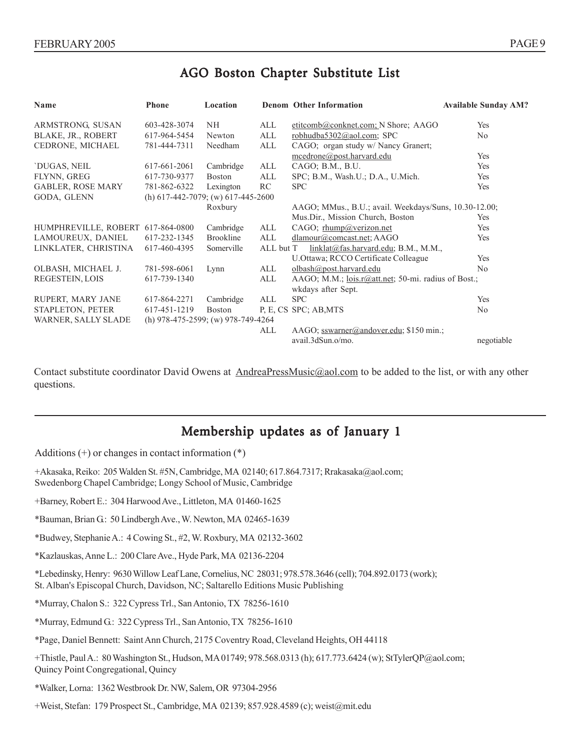## AGO Boston Chapter Substitute List

| Name | Phone | Location | Denom | Other Information | Available Sunday AM? |
|---|---|---|---|---|---|
| ARMSTRONG, SUSAN | 603-428-3074 | NH | ALL | etitcomb@conknet.com; N Shore; AAGO | Yes |
| BLAKE, JR., ROBERT | 617-964-5454 | Newton | ALL | robhudba5302@aol.com; SPC | No |
| CEDRONE, MICHAEL | 781-444-7311 | Needham | ALL | CAGO; organ study w/ Nancy Granert; mcedrone@post.harvard.edu | Yes |
| `DUGAS, NEIL | 617-661-2061 | Cambridge | ALL | CAGO; B.M., B.U. | Yes |
| FLYNN, GREG | 617-730-9377 | Boston | ALL | SPC; B.M., Wash.U.; D.A., U.Mich. | Yes |
| GABLER, ROSE MARY | 781-862-6322 | Lexington | RC | SPC | Yes |
| GODA, GLENN | (h) 617-442-7079; (w) 617-445-2600 | Roxbury | | AAGO; MMus., B.U.; avail. Weekdays/Suns, 10.30-12.00; Mus.Dir., Mission Church, Boston | Yes |
| HUMPHREVILLE, ROBERT | 617-864-0800 | Cambridge | ALL | CAGO; rhump@verizon.net | Yes |
| LAMOUREUX, DANIEL | 617-232-1345 | Brookline | ALL | dlamour@comcast.net; AAGO | Yes |
| LINKLATER, CHRISTINA | 617-460-4395 | Somerville | ALL but T | linklat@fas.harvard.edu; B.M., M.M., U.Ottawa; RCCO Certificate Colleague | Yes |
| OLBASH, MICHAEL J. | 781-598-6061 | Lynn | ALL | olbash@post.harvard.edu | No |
| REGESTEIN, LOIS | 617-739-1340 | | ALL | AAGO; M.M.; lois.r@att.net; 50-mi. radius of Bost.; wkdays after Sept. | |
| RUPERT, MARY JANE | 617-864-2271 | Cambridge | ALL | SPC | Yes |
| STAPLETON, PETER | 617-451-1219 | Boston | P, E, CS | SPC; AB,MTS | No |
| WARNER, SALLY SLADE | (h) 978-475-2599; (w) 978-749-4264 | | ALL | AAGO; sswarner@andover.edu; $150 min.; avail.3dSun.o/mo. | negotiable |

Contact substitute coordinator David Owens at AndreaPressMusic@aol.com to be added to the list, or with any other questions.

## Membership updates as of January 1

Additions (+) or changes in contact information (*)

+Akasaka, Reiko: 205 Walden St. #5N, Cambridge, MA 02140; 617.864.7317; Rrakasaka@aol.com; Swedenborg Chapel Cambridge; Longy School of Music, Cambridge

+Barney, Robert E.: 304 Harwood Ave., Littleton, MA 01460-1625

*Bauman, Brian G.: 50 Lindbergh Ave., W. Newton, MA 02465-1639

*Budwey, Stephanie A.: 4 Cowing St., #2, W. Roxbury, MA 02132-3602

*Kazlauskas, Anne L.: 200 Clare Ave., Hyde Park, MA 02136-2204

*Lebedinsky, Henry: 9630 Willow Leaf Lane, Cornelius, NC 28031; 978.578.3646 (cell); 704.892.0173 (work); St. Alban's Episcopal Church, Davidson, NC; Saltarello Editions Music Publishing

*Murray, Chalon S.: 322 Cypress Trl., San Antonio, TX 78256-1610

*Murray, Edmund G.: 322 Cypress Trl., San Antonio, TX 78256-1610

*Page, Daniel Bennett: Saint Ann Church, 2175 Coventry Road, Cleveland Heights, OH 44118

+Thistle, Paul A.: 80 Washington St., Hudson, MA 01749; 978.568.0313 (h); 617.773.6424 (w); StTylerQP@aol.com; Quincy Point Congregational, Quincy

*Walker, Lorna: 1362 Westbrook Dr. NW, Salem, OR 97304-2956

+Weist, Stefan: 179 Prospect St., Cambridge, MA 02139; 857.928.4589 (c); weist@mit.edu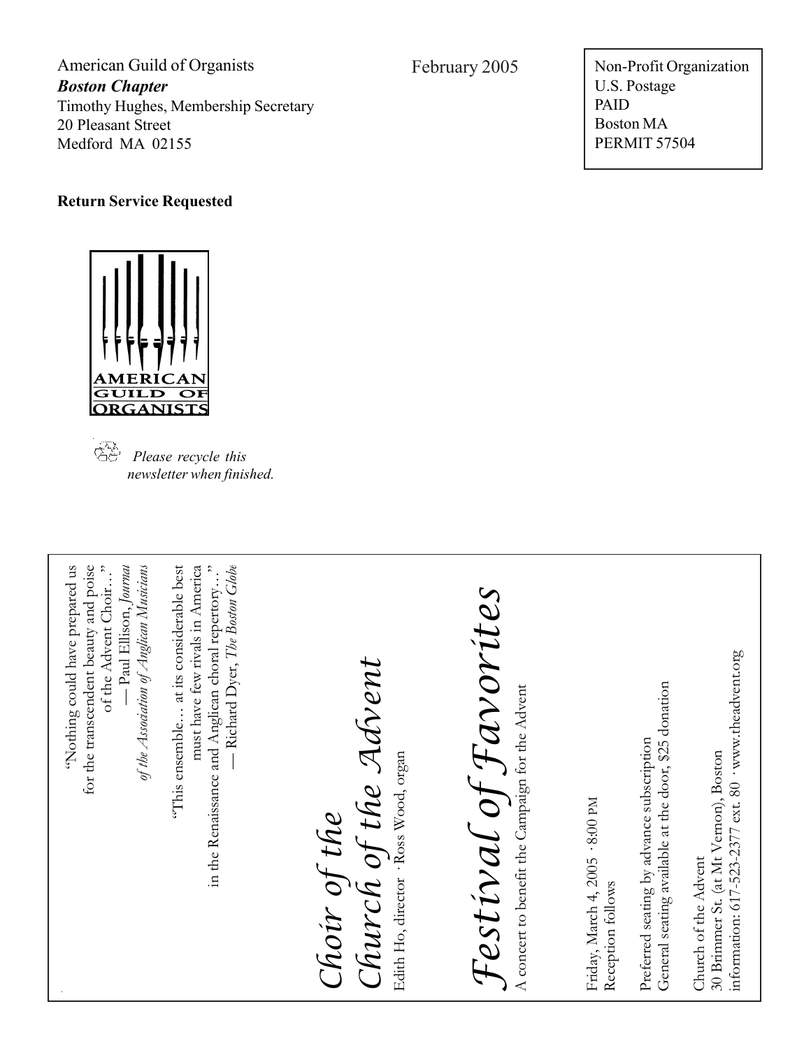American Guild of Organists
***Boston Chapter***
Timothy Hughes, Membership Secretary
20 Pleasant Street
Medford MA 02155

February 2005

Non-Profit Organization
U.S. Postage
PAID
Boston MA
PERMIT 57504

**Return Service Requested**

AMERICAN GUILD OF ORGANISTS

*Please recycle this newsletter when finished.*

"Nothing could have prepared us for the transcendent beauty and poise of the Advent Choir…"
— Paul Ellison, *Journal of the Association of Anglican Musicians*

"This ensemble… at its considerable best must have few rivals in America in the Renaissance and Anglican choral repertory…"
— Richard Dyer, *The Boston Globe*

# *Choir of the Church of the Advent*

Edith Ho, director · Ross Wood, organ

# *Festival of Favorites*

A concert to benefit the Campaign for the Advent

Friday, March 4, 2005 · 8:00 PM
Reception follows

Preferred seating by advance subscription
General seating available at the door, $25 donation

Church of the Advent
30 Brimmer St. (at Mt Vernon), Boston
information: 617-523-2377 ext. 80 · www.theadvent.org